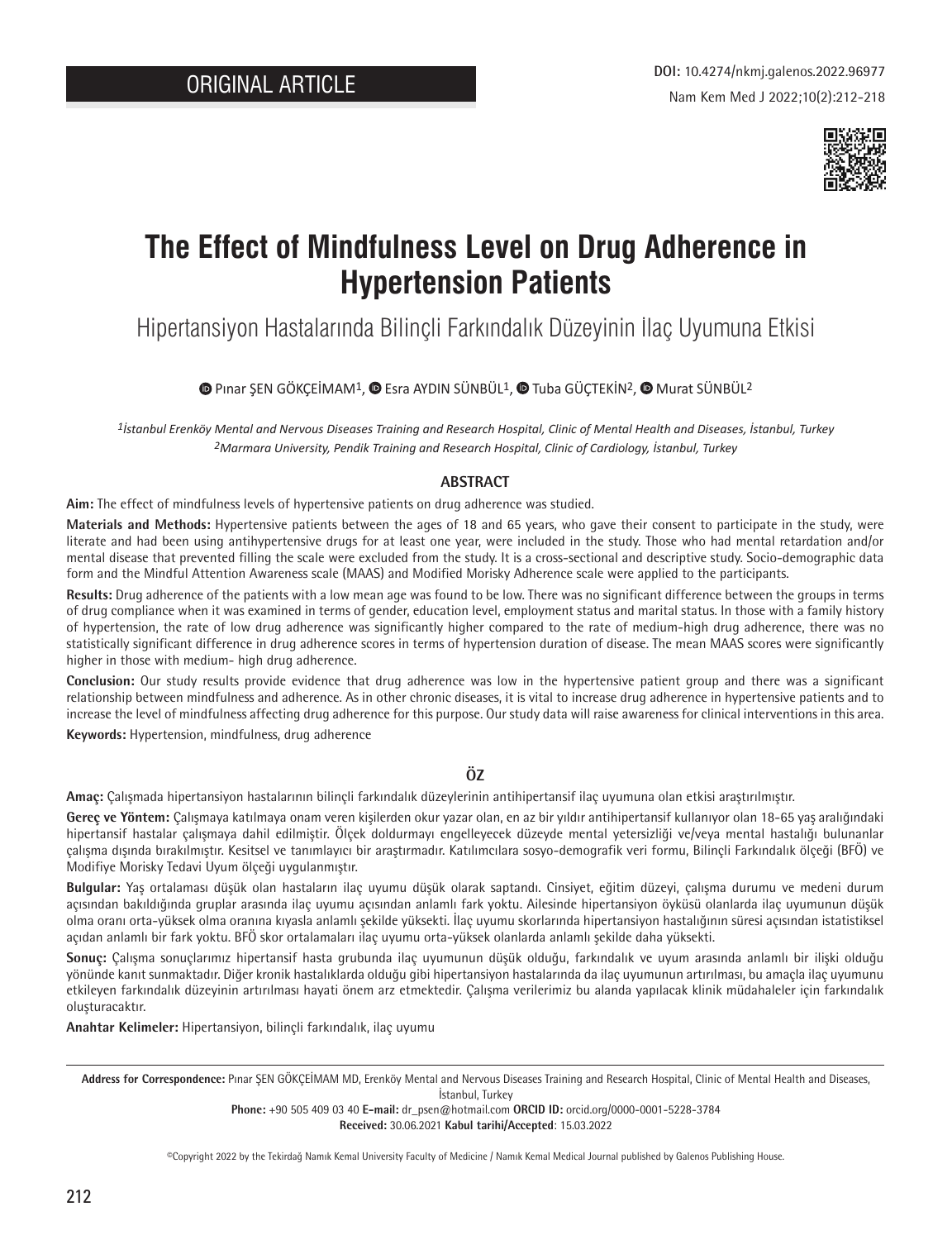ORIGINAL ARTICLE

DOI: 10.4274/nkmj.galenos.2022.96977

# The Effect of Mindfulness Level on Drug Adherence in Hypertension Patients

## Hipertansiyon Hastalarında Bilinçli Farkındalık Düzeyinin İlaç Uyumuna Etkisi

Pınar ŞEN GÖKÇEİMAM[1], Esra AYDIN SÜNBÜL[1], Tuba GÜÇTEKİN[2], Murat SÜNBÜL[2]

[1]*İstanbul Erenköy Mental and Nervous Diseases Training and Research Hospital, Clinic of Mental Health and Diseases, İstanbul, Turkey*
[2]*Marmara University, Pendik Training and Research Hospital, Clinic of Cardiology, İstanbul, Turkey*

### ABSTRACT

**Aim:** The effect of mindfulness levels of hypertensive patients on drug adherence was studied.

**Materials and Methods:** Hypertensive patients between the ages of 18 and 65 years, who gave their consent to participate in the study, were literate and had been using antihypertensive drugs for at least one year, were included in the study. Those who had mental retardation and/or mental disease that prevented filling the scale were excluded from the study. It is a cross-sectional and descriptive study. Socio-demographic data form and the Mindful Attention Awareness scale (MAAS) and Modified Morisky Adherence scale were applied to the participants.

**Results:** Drug adherence of the patients with a low mean age was found to be low. There was no significant difference between the groups in terms of drug compliance when it was examined in terms of gender, education level, employment status and marital status. In those with a family history of hypertension, the rate of low drug adherence was significantly higher compared to the rate of medium-high drug adherence, there was no statistically significant difference in drug adherence scores in terms of hypertension duration of disease. The mean MAAS scores were significantly higher in those with medium- high drug adherence.

**Conclusion:** Our study results provide evidence that drug adherence was low in the hypertensive patient group and there was a significant relationship between mindfulness and adherence. As in other chronic diseases, it is vital to increase drug adherence in hypertensive patients and to increase the level of mindfulness affecting drug adherence for this purpose. Our study data will raise awareness for clinical interventions in this area.

**Keywords:** Hypertension, mindfulness, drug adherence

### ÖZ

**Amaç:** Çalışmada hipertansiyon hastalarının bilinçli farkındalık düzeylerinin antihipertansif ilaç uyumuna olan etkisi araştırılmıştır.

**Gereç ve Yöntem:** Çalışmaya katılmaya onam veren kişilerden okur yazar olan, en az bir yıldır antihipertansif kullanıyor olan 18-65 yaş aralığındaki hipertansif hastalar çalışmaya dahil edilmiştir. Ölçek doldurmayı engelleyecek düzeyde mental yetersizliği ve/veya mental hastalığı bulunanlar çalışma dışında bırakılmıştır. Kesitsel ve tanımlayıcı bir araştırmadır. Katılımcılara sosyo-demografik veri formu, Bilinçli Farkındalık ölçeği (BFÖ) ve Modifiye Morisky Tedavi Uyum ölçeği uygulanmıştır.

**Bulgular:** Yaş ortalaması düşük olan hastaların ilaç uyumu düşük olarak saptandı. Cinsiyet, eğitim düzeyi, çalışma durumu ve medeni durum açısından bakıldığında gruplar arasında ilaç uyumu açısından anlamlı fark yoktu. Ailesinde hipertansiyon öyküsü olanlarda ilaç uyumunun düşük olma oranı orta-yüksek olma oranına kıyasla anlamlı şekilde yüksekti. İlaç uyumu skorlarında hipertansiyon hastalığının süresi açısından istatistiksel açıdan anlamlı bir fark yoktu. BFÖ skor ortalamaları ilaç uyumu orta-yüksek olanlarda anlamlı şekilde daha yüksekti.

**Sonuç:** Çalışma sonuçlarımız hipertansif hasta grubunda ilaç uyumunun düşük olduğu, farkındalık ve uyum arasında anlamlı bir ilişki olduğu yönünde kanıt sunmaktadır. Diğer kronik hastalıklarda olduğu gibi hipertansiyon hastalarında da ilaç uyumunun artırılması, bu amaçla ilaç uyumunu etkileyen farkındalık düzeyinin artırılması hayati önem arz etmektedir. Çalışma verilerimiz bu alanda yapılacak klinik müdahaleler için farkındalık oluşturacaktır.

**Anahtar Kelimeler:** Hipertansiyon, bilinçli farkındalık, ilaç uyumu

---

**Address for Correspondence:** Pınar ŞEN GÖKÇEİMAM MD, Erenköy Mental and Nervous Diseases Training and Research Hospital, Clinic of Mental Health and Diseases, İstanbul, Turkey
**Phone:** +90 505 409 03 40 **E-mail:** dr_psen@hotmail.com **ORCID ID:** orcid.org/0000-0001-5228-3784
**Received:** 30.06.2021 **Kabul tarihi/Accepted**: 15.03.2022

©Copyright 2022 by the Tekirdağ Namık Kemal University Faculty of Medicine / Namık Kemal Medical Journal published by Galenos Publishing House.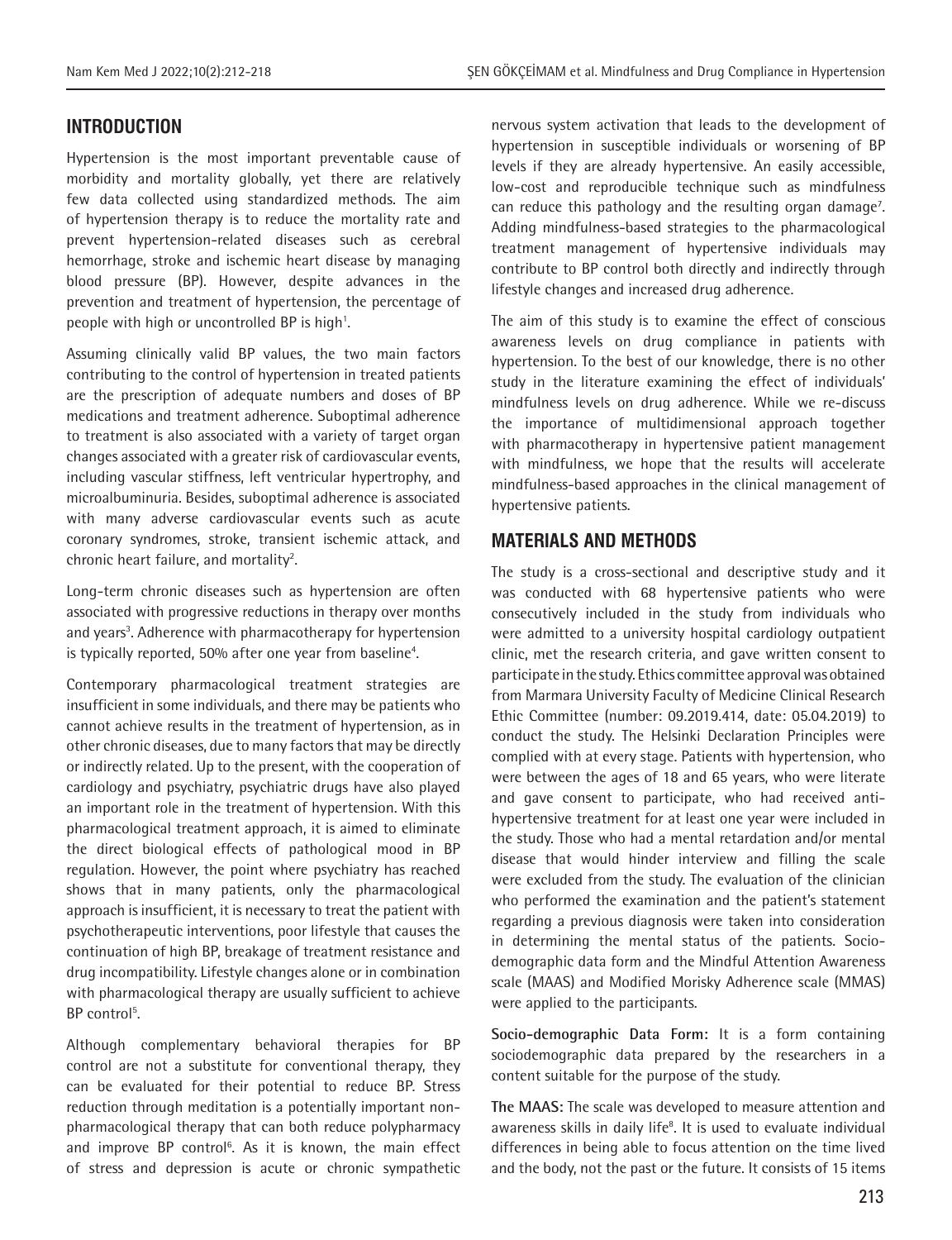## INTRODUCTION

Hypertension is the most important preventable cause of morbidity and mortality globally, yet there are relatively few data collected using standardized methods. The aim of hypertension therapy is to reduce the mortality rate and prevent hypertension-related diseases such as cerebral hemorrhage, stroke and ischemic heart disease by managing blood pressure (BP). However, despite advances in the prevention and treatment of hypertension, the percentage of people with high or uncontrolled BP is high[1].

Assuming clinically valid BP values, the two main factors contributing to the control of hypertension in treated patients are the prescription of adequate numbers and doses of BP medications and treatment adherence. Suboptimal adherence to treatment is also associated with a variety of target organ changes associated with a greater risk of cardiovascular events, including vascular stiffness, left ventricular hypertrophy, and microalbuminuria. Besides, suboptimal adherence is associated with many adverse cardiovascular events such as acute coronary syndromes, stroke, transient ischemic attack, and chronic heart failure, and mortality[2].

Long-term chronic diseases such as hypertension are often associated with progressive reductions in therapy over months and years[3]. Adherence with pharmacotherapy for hypertension is typically reported, 50% after one year from baseline[4].

Contemporary pharmacological treatment strategies are insufficient in some individuals, and there may be patients who cannot achieve results in the treatment of hypertension, as in other chronic diseases, due to many factors that may be directly or indirectly related. Up to the present, with the cooperation of cardiology and psychiatry, psychiatric drugs have also played an important role in the treatment of hypertension. With this pharmacological treatment approach, it is aimed to eliminate the direct biological effects of pathological mood in BP regulation. However, the point where psychiatry has reached shows that in many patients, only the pharmacological approach is insufficient, it is necessary to treat the patient with psychotherapeutic interventions, poor lifestyle that causes the continuation of high BP, breakage of treatment resistance and drug incompatibility. Lifestyle changes alone or in combination with pharmacological therapy are usually sufficient to achieve BP control[5].

Although complementary behavioral therapies for BP control are not a substitute for conventional therapy, they can be evaluated for their potential to reduce BP. Stress reduction through meditation is a potentially important non-pharmacological therapy that can both reduce polypharmacy and improve BP control[6]. As it is known, the main effect of stress and depression is acute or chronic sympathetic nervous system activation that leads to the development of hypertension in susceptible individuals or worsening of BP levels if they are already hypertensive. An easily accessible, low-cost and reproducible technique such as mindfulness can reduce this pathology and the resulting organ damage[7]. Adding mindfulness-based strategies to the pharmacological treatment management of hypertensive individuals may contribute to BP control both directly and indirectly through lifestyle changes and increased drug adherence.

The aim of this study is to examine the effect of conscious awareness levels on drug compliance in patients with hypertension. To the best of our knowledge, there is no other study in the literature examining the effect of individuals' mindfulness levels on drug adherence. While we re-discuss the importance of multidimensional approach together with pharmacotherapy in hypertensive patient management with mindfulness, we hope that the results will accelerate mindfulness-based approaches in the clinical management of hypertensive patients.

## MATERIALS AND METHODS

The study is a cross-sectional and descriptive study and it was conducted with 68 hypertensive patients who were consecutively included in the study from individuals who were admitted to a university hospital cardiology outpatient clinic, met the research criteria, and gave written consent to participate in the study. Ethics committee approval was obtained from Marmara University Faculty of Medicine Clinical Research Ethic Committee (number: 09.2019.414, date: 05.04.2019) to conduct the study. The Helsinki Declaration Principles were complied with at every stage. Patients with hypertension, who were between the ages of 18 and 65 years, who were literate and gave consent to participate, who had received anti-hypertensive treatment for at least one year were included in the study. Those who had a mental retardation and/or mental disease that would hinder interview and filling the scale were excluded from the study. The evaluation of the clinician who performed the examination and the patient's statement regarding a previous diagnosis were taken into consideration in determining the mental status of the patients. Socio-demographic data form and the Mindful Attention Awareness scale (MAAS) and Modified Morisky Adherence scale (MMAS) were applied to the participants.

**Socio-demographic Data Form:** It is a form containing sociodemographic data prepared by the researchers in a content suitable for the purpose of the study.

**The MAAS:** The scale was developed to measure attention and awareness skills in daily life[8]. It is used to evaluate individual differences in being able to focus attention on the time lived and the body, not the past or the future. It consists of 15 items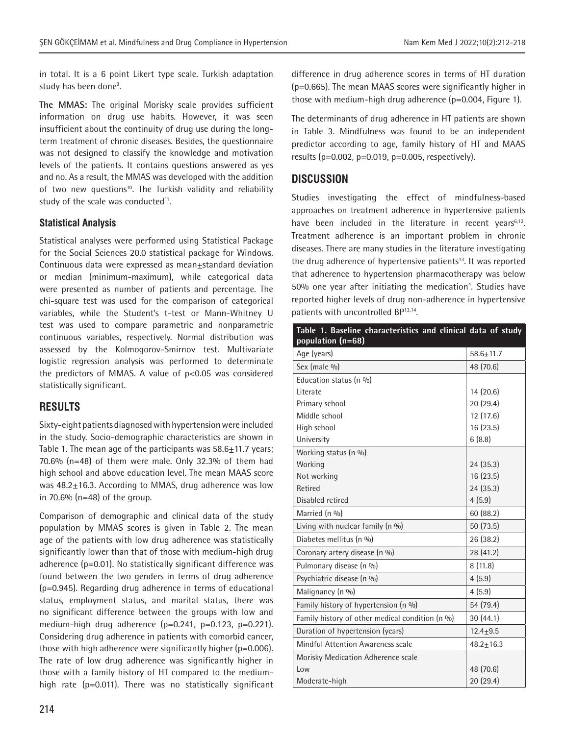in total. It is a 6 point Likert type scale. Turkish adaptation study has been done[9].

**The MMAS:** The original Morisky scale provides sufficient information on drug use habits. However, it was seen insufficient about the continuity of drug use during the long-term treatment of chronic diseases. Besides, the questionnaire was not designed to classify the knowledge and motivation levels of the patients. It contains questions answered as yes and no. As a result, the MMAS was developed with the addition of two new questions[10]. The Turkish validity and reliability study of the scale was conducted[11].

### Statistical Analysis

Statistical analyses were performed using Statistical Package for the Social Sciences 20.0 statistical package for Windows. Continuous data were expressed as mean±standard deviation or median (minimum-maximum), while categorical data were presented as number of patients and percentage. The chi-square test was used for the comparison of categorical variables, while the Student's t-test or Mann-Whitney U test was used to compare parametric and nonparametric continuous variables, respectively. Normal distribution was assessed by the Kolmogorov-Smirnov test. Multivariate logistic regression analysis was performed to determinate the predictors of MMAS. A value of $p<0.05$ was considered statistically significant.

## RESULTS

Sixty-eight patients diagnosed with hypertension were included in the study. Socio-demographic characteristics are shown in Table 1. The mean age of the participants was 58.6±11.7 years; 70.6% (n=48) of them were male. Only 32.3% of them had high school and above education level. The mean MAAS score was 48.2±16.3. According to MMAS, drug adherence was low in 70.6% (n=48) of the group.

Comparison of demographic and clinical data of the study population by MMAS scores is given in Table 2. The mean age of the patients with low drug adherence was statistically significantly lower than that of those with medium-high drug adherence (p=0.01). No statistically significant difference was found between the two genders in terms of drug adherence (p=0.945). Regarding drug adherence in terms of educational status, employment status, and marital status, there was no significant difference between the groups with low and medium-high drug adherence (p=0.241, p=0.123, p=0.221). Considering drug adherence in patients with comorbid cancer, those with high adherence were significantly higher (p=0.006). The rate of low drug adherence was significantly higher in those with a family history of HT compared to the medium-high rate (p=0.011). There was no statistically significant difference in drug adherence scores in terms of HT duration (p=0.665). The mean MAAS scores were significantly higher in those with medium-high drug adherence (p=0.004, Figure 1).

The determinants of drug adherence in HT patients are shown in Table 3. Mindfulness was found to be an independent predictor according to age, family history of HT and MAAS results (p=0.002, p=0.019, p=0.005, respectively).

## DISCUSSION

Studies investigating the effect of mindfulness-based approaches on treatment adherence in hypertensive patients have been included in the literature in recent years[6,12]. Treatment adherence is an important problem in chronic diseases. There are many studies in the literature investigating the drug adherence of hypertensive patients[13]. It was reported that adherence to hypertension pharmacotherapy was below 50% one year after initiating the medication[4]. Studies have reported higher levels of drug non-adherence in hypertensive patients with uncontrolled BP[13,14].

**Table 1. Baseline characteristics and clinical data of study population (n=68)**

| | |
|---|---|
| Age (years) | 58.6±11.7 |
| Sex (male %) | 48 (70.6) |
| Education status (n %) | |
| Literate | 14 (20.6) |
| Primary school | 20 (29.4) |
| Middle school | 12 (17.6) |
| High school | 16 (23.5) |
| University | 6 (8.8) |
| Working status (n %) | |
| Working | 24 (35.3) |
| Not working | 16 (23.5) |
| Retired | 24 (35.3) |
| Disabled retired | 4 (5.9) |
| Married (n %) | 60 (88.2) |
| Living with nuclear family (n %) | 50 (73.5) |
| Diabetes mellitus (n %) | 26 (38.2) |
| Coronary artery disease (n %) | 28 (41.2) |
| Pulmonary disease (n %) | 8 (11.8) |
| Psychiatric disease (n %) | 4 (5.9) |
| Malignancy (n %) | 4 (5.9) |
| Family history of hypertension (n %) | 54 (79.4) |
| Family history of other medical condition (n %) | 30 (44.1) |
| Duration of hypertension (years) | 12.4±9.5 |
| Mindful Attention Awareness scale | 48.2±16.3 |
| Morisky Medication Adherence scale | |
| Low | 48 (70.6) |
| Moderate-high | 20 (29.4) |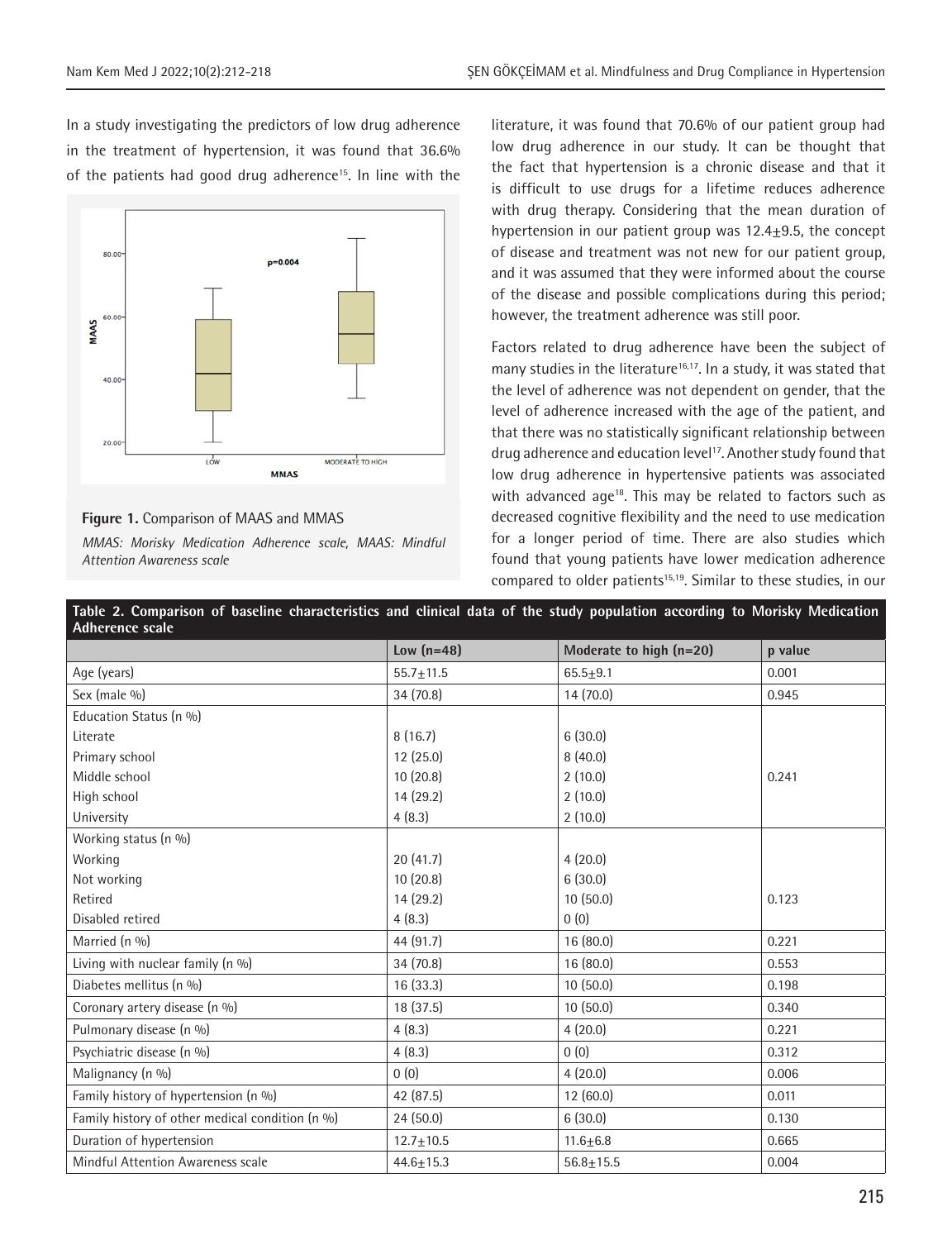In a study investigating the predictors of low drug adherence in the treatment of hypertension, it was found that 36.6% of the patients had good drug adherence[15]. In line with the literature, it was found that 70.6% of our patient group had low drug adherence in our study. It can be thought that the fact that hypertension is a chronic disease and that it is difficult to use drugs for a lifetime reduces adherence with drug therapy. Considering that the mean duration of hypertension in our patient group was 12.4±9.5, the concept of disease and treatment was not new for our patient group, and it was assumed that they were informed about the course of the disease and possible complications during this period; however, the treatment adherence was still poor.

**Figure 1.** Comparison of MAAS and MMAS

*MMAS: Morisky Medication Adherence scale, MAAS: Mindful Attention Awareness scale*

Factors related to drug adherence have been the subject of many studies in the literature[16,17]. In a study, it was stated that the level of adherence was not dependent on gender, that the level of adherence increased with the age of the patient, and that there was no statistically significant relationship between drug adherence and education level[17]. Another study found that low drug adherence in hypertensive patients was associated with advanced age[18]. This may be related to factors such as decreased cognitive flexibility and the need to use medication for a longer period of time. There are also studies which found that young patients have lower medication adherence compared to older patients[15,19]. Similar to these studies, in our

**Table 2. Comparison of baseline characteristics and clinical data of the study population according to Morisky Medication Adherence scale**

| | Low (n=48) | Moderate to high (n=20) | p value |
|---|---|---|---|
| Age (years) | 55.7±11.5 | 65.5±9.1 | 0.001 |
| Sex (male %) | 34 (70.8) | 14 (70.0) | 0.945 |
| Education Status (n %) | | | |
| Literate | 8 (16.7) | 6 (30.0) | |
| Primary school | 12 (25.0) | 8 (40.0) | |
| Middle school | 10 (20.8) | 2 (10.0) | 0.241 |
| High school | 14 (29.2) | 2 (10.0) | |
| University | 4 (8.3) | 2 (10.0) | |
| Working status (n %) | | | |
| Working | 20 (41.7) | 4 (20.0) | |
| Not working | 10 (20.8) | 6 (30.0) | |
| Retired | 14 (29.2) | 10 (50.0) | 0.123 |
| Disabled retired | 4 (8.3) | 0 (0) | |
| Married (n %) | 44 (91.7) | 16 (80.0) | 0.221 |
| Living with nuclear family (n %) | 34 (70.8) | 16 (80.0) | 0.553 |
| Diabetes mellitus (n %) | 16 (33.3) | 10 (50.0) | 0.198 |
| Coronary artery disease (n %) | 18 (37.5) | 10 (50.0) | 0.340 |
| Pulmonary disease (n %) | 4 (8.3) | 4 (20.0) | 0.221 |
| Psychiatric disease (n %) | 4 (8.3) | 0 (0) | 0.312 |
| Malignancy (n %) | 0 (0) | 4 (20.0) | 0.006 |
| Family history of hypertension (n %) | 42 (87.5) | 12 (60.0) | 0.011 |
| Family history of other medical condition (n %) | 24 (50.0) | 6 (30.0) | 0.130 |
| Duration of hypertension | 12.7±10.5 | 11.6±6.8 | 0.665 |
| Mindful Attention Awareness scale | 44.6±15.3 | 56.8±15.5 | 0.004 |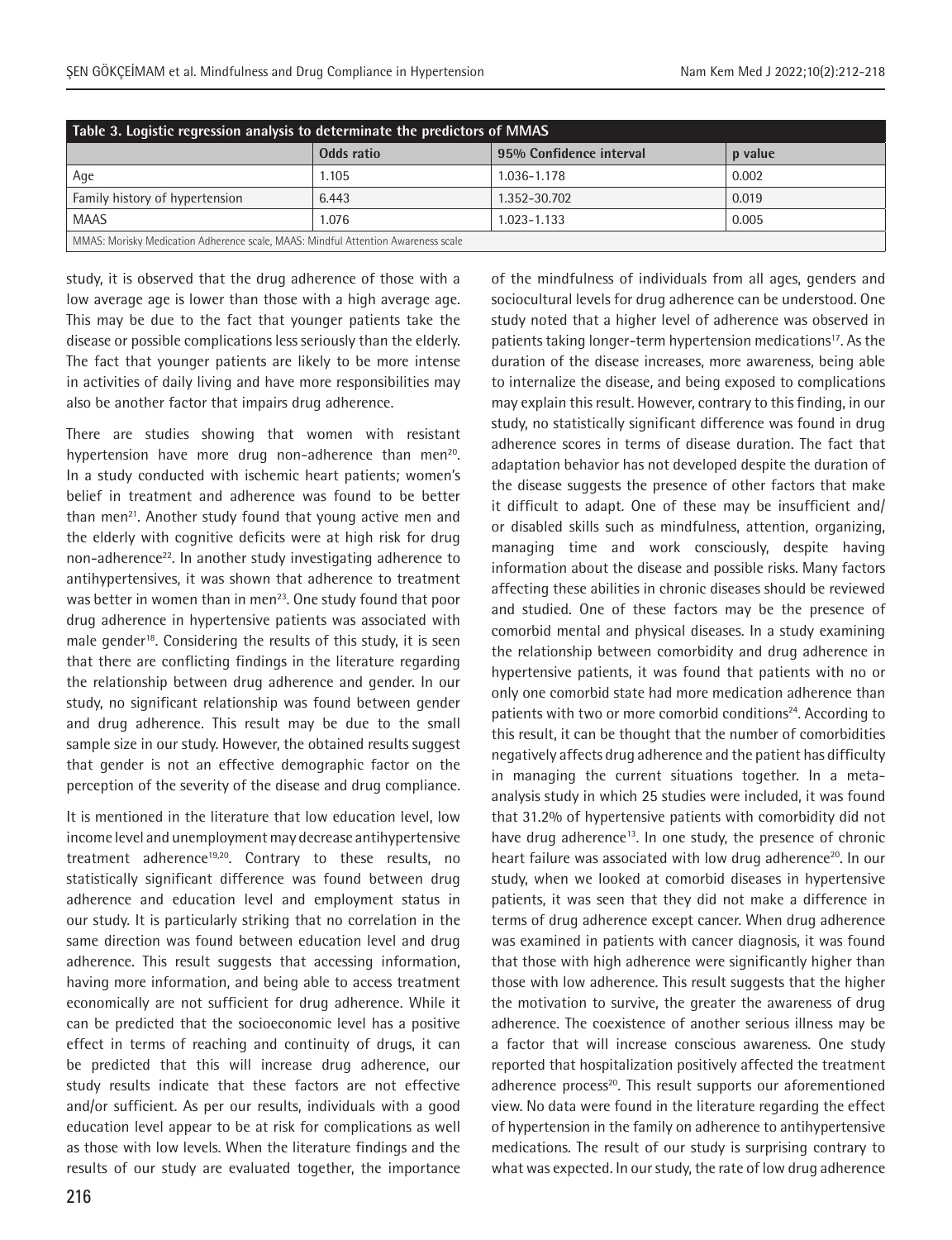**Table 3. Logistic regression analysis to determinate the predictors of MMAS**

| | Odds ratio | 95% Confidence interval | p value |
|---|---|---|---|
| Age | 1.105 | 1.036-1.178 | 0.002 |
| Family history of hypertension | 6.443 | 1.352-30.702 | 0.019 |
| MAAS | 1.076 | 1.023-1.133 | 0.005 |

MMAS: Morisky Medication Adherence scale, MAAS: Mindful Attention Awareness scale

study, it is observed that the drug adherence of those with a low average age is lower than those with a high average age. This may be due to the fact that younger patients take the disease or possible complications less seriously than the elderly. The fact that younger patients are likely to be more intense in activities of daily living and have more responsibilities may also be another factor that impairs drug adherence.

There are studies showing that women with resistant hypertension have more drug non-adherence than men[20]. In a study conducted with ischemic heart patients; women's belief in treatment and adherence was found to be better than men[21]. Another study found that young active men and the elderly with cognitive deficits were at high risk for drug non-adherence[22]. In another study investigating adherence to antihypertensives, it was shown that adherence to treatment was better in women than in men[23]. One study found that poor drug adherence in hypertensive patients was associated with male gender[18]. Considering the results of this study, it is seen that there are conflicting findings in the literature regarding the relationship between drug adherence and gender. In our study, no significant relationship was found between gender and drug adherence. This result may be due to the small sample size in our study. However, the obtained results suggest that gender is not an effective demographic factor on the perception of the severity of the disease and drug compliance.

It is mentioned in the literature that low education level, low income level and unemployment may decrease antihypertensive treatment adherence[19,20]. Contrary to these results, no statistically significant difference was found between drug adherence and education level and employment status in our study. It is particularly striking that no correlation in the same direction was found between education level and drug adherence. This result suggests that accessing information, having more information, and being able to access treatment economically are not sufficient for drug adherence. While it can be predicted that the socioeconomic level has a positive effect in terms of reaching and continuity of drugs, it can be predicted that this will increase drug adherence, our study results indicate that these factors are not effective and/or sufficient. As per our results, individuals with a good education level appear to be at risk for complications as well as those with low levels. When the literature findings and the results of our study are evaluated together, the importance of the mindfulness of individuals from all ages, genders and sociocultural levels for drug adherence can be understood. One study noted that a higher level of adherence was observed in patients taking longer-term hypertension medications[17]. As the duration of the disease increases, more awareness, being able to internalize the disease, and being exposed to complications may explain this result. However, contrary to this finding, in our study, no statistically significant difference was found in drug adherence scores in terms of disease duration. The fact that adaptation behavior has not developed despite the duration of the disease suggests the presence of other factors that make it difficult to adapt. One of these may be insufficient and/or disabled skills such as mindfulness, attention, organizing, managing time and work consciously, despite having information about the disease and possible risks. Many factors affecting these abilities in chronic diseases should be reviewed and studied. One of these factors may be the presence of comorbid mental and physical diseases. In a study examining the relationship between comorbidity and drug adherence in hypertensive patients, it was found that patients with no or only one comorbid state had more medication adherence than patients with two or more comorbid conditions[24]. According to this result, it can be thought that the number of comorbidities negatively affects drug adherence and the patient has difficulty in managing the current situations together. In a meta-analysis study in which 25 studies were included, it was found that 31.2% of hypertensive patients with comorbidity did not have drug adherence[13]. In one study, the presence of chronic heart failure was associated with low drug adherence[20]. In our study, when we looked at comorbid diseases in hypertensive patients, it was seen that they did not make a difference in terms of drug adherence except cancer. When drug adherence was examined in patients with cancer diagnosis, it was found that those with high adherence were significantly higher than those with low adherence. This result suggests that the higher the motivation to survive, the greater the awareness of drug adherence. The coexistence of another serious illness may be a factor that will increase conscious awareness. One study reported that hospitalization positively affected the treatment adherence process[20]. This result supports our aforementioned view. No data were found in the literature regarding the effect of hypertension in the family on adherence to antihypertensive medications. The result of our study is surprising contrary to what was expected. In our study, the rate of low drug adherence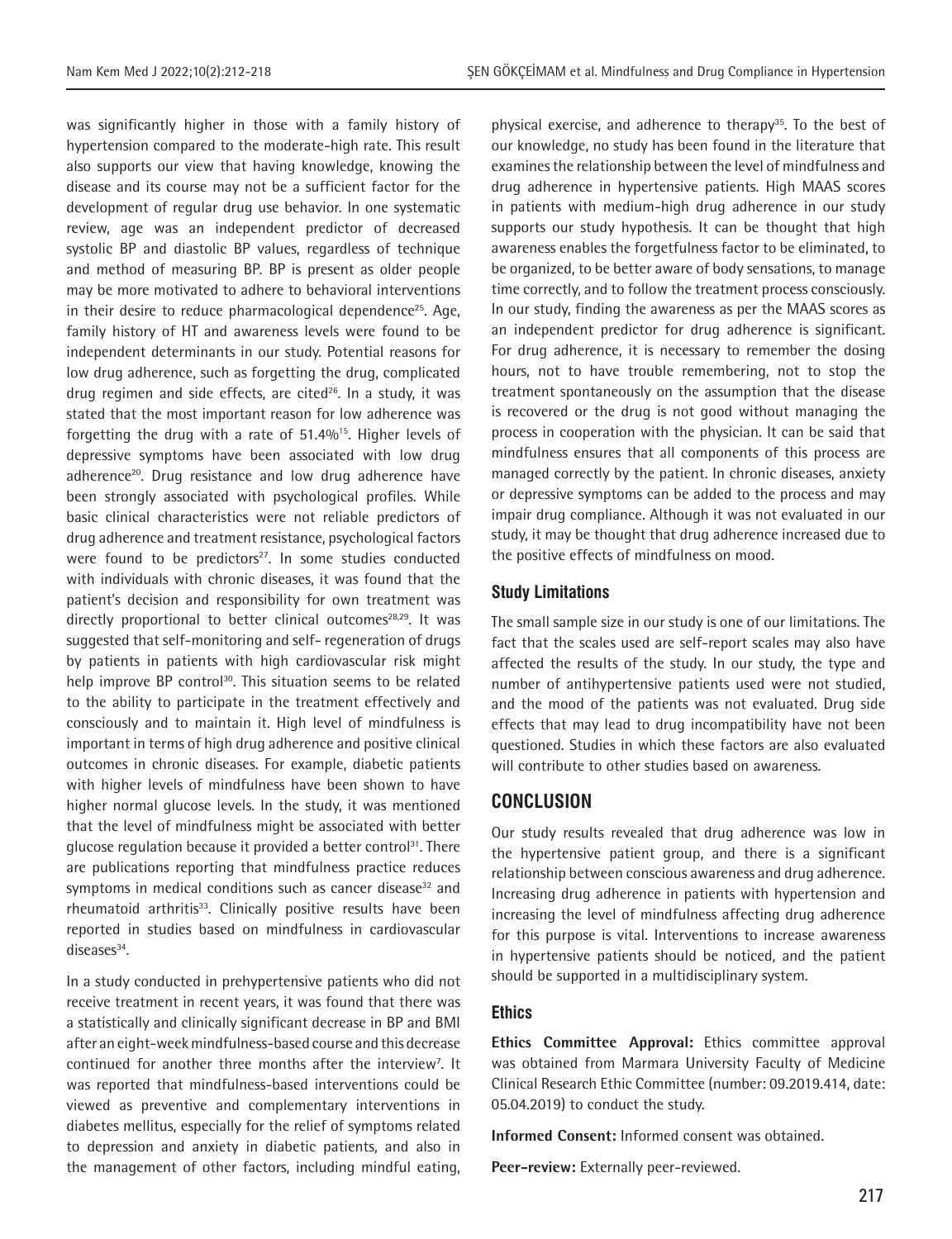was significantly higher in those with a family history of hypertension compared to the moderate-high rate. This result also supports our view that having knowledge, knowing the disease and its course may not be a sufficient factor for the development of regular drug use behavior. In one systematic review, age was an independent predictor of decreased systolic BP and diastolic BP values, regardless of technique and method of measuring BP. BP is present as older people may be more motivated to adhere to behavioral interventions in their desire to reduce pharmacological dependence[25]. Age, family history of HT and awareness levels were found to be independent determinants in our study. Potential reasons for low drug adherence, such as forgetting the drug, complicated drug regimen and side effects, are cited[26]. In a study, it was stated that the most important reason for low adherence was forgetting the drug with a rate of 51.4%[15]. Higher levels of depressive symptoms have been associated with low drug adherence[20]. Drug resistance and low drug adherence have been strongly associated with psychological profiles. While basic clinical characteristics were not reliable predictors of drug adherence and treatment resistance, psychological factors were found to be predictors[27]. In some studies conducted with individuals with chronic diseases, it was found that the patient's decision and responsibility for own treatment was directly proportional to better clinical outcomes[28,29]. It was suggested that self-monitoring and self- regeneration of drugs by patients in patients with high cardiovascular risk might help improve BP control[30]. This situation seems to be related to the ability to participate in the treatment effectively and consciously and to maintain it. High level of mindfulness is important in terms of high drug adherence and positive clinical outcomes in chronic diseases. For example, diabetic patients with higher levels of mindfulness have been shown to have higher normal glucose levels. In the study, it was mentioned that the level of mindfulness might be associated with better glucose regulation because it provided a better control[31]. There are publications reporting that mindfulness practice reduces symptoms in medical conditions such as cancer disease[32] and rheumatoid arthritis[33]. Clinically positive results have been reported in studies based on mindfulness in cardiovascular diseases[34].

In a study conducted in prehypertensive patients who did not receive treatment in recent years, it was found that there was a statistically and clinically significant decrease in BP and BMI after an eight-week mindfulness-based course and this decrease continued for another three months after the interview[7]. It was reported that mindfulness-based interventions could be viewed as preventive and complementary interventions in diabetes mellitus, especially for the relief of symptoms related to depression and anxiety in diabetic patients, and also in the management of other factors, including mindful eating, physical exercise, and adherence to therapy[35]. To the best of our knowledge, no study has been found in the literature that examines the relationship between the level of mindfulness and drug adherence in hypertensive patients. High MAAS scores in patients with medium-high drug adherence in our study supports our study hypothesis. It can be thought that high awareness enables the forgetfulness factor to be eliminated, to be organized, to be better aware of body sensations, to manage time correctly, and to follow the treatment process consciously. In our study, finding the awareness as per the MAAS scores as an independent predictor for drug adherence is significant. For drug adherence, it is necessary to remember the dosing hours, not to have trouble remembering, not to stop the treatment spontaneously on the assumption that the disease is recovered or the drug is not good without managing the process in cooperation with the physician. It can be said that mindfulness ensures that all components of this process are managed correctly by the patient. In chronic diseases, anxiety or depressive symptoms can be added to the process and may impair drug compliance. Although it was not evaluated in our study, it may be thought that drug adherence increased due to the positive effects of mindfulness on mood.

### Study Limitations

The small sample size in our study is one of our limitations. The fact that the scales used are self-report scales may also have affected the results of the study. In our study, the type and number of antihypertensive patients used were not studied, and the mood of the patients was not evaluated. Drug side effects that may lead to drug incompatibility have not been questioned. Studies in which these factors are also evaluated will contribute to other studies based on awareness.

## CONCLUSION

Our study results revealed that drug adherence was low in the hypertensive patient group, and there is a significant relationship between conscious awareness and drug adherence. Increasing drug adherence in patients with hypertension and increasing the level of mindfulness affecting drug adherence for this purpose is vital. Interventions to increase awareness in hypertensive patients should be noticed, and the patient should be supported in a multidisciplinary system.

### Ethics

**Ethics Committee Approval:** Ethics committee approval was obtained from Marmara University Faculty of Medicine Clinical Research Ethic Committee (number: 09.2019.414, date: 05.04.2019) to conduct the study.

**Informed Consent:** Informed consent was obtained.

**Peer-review:** Externally peer-reviewed.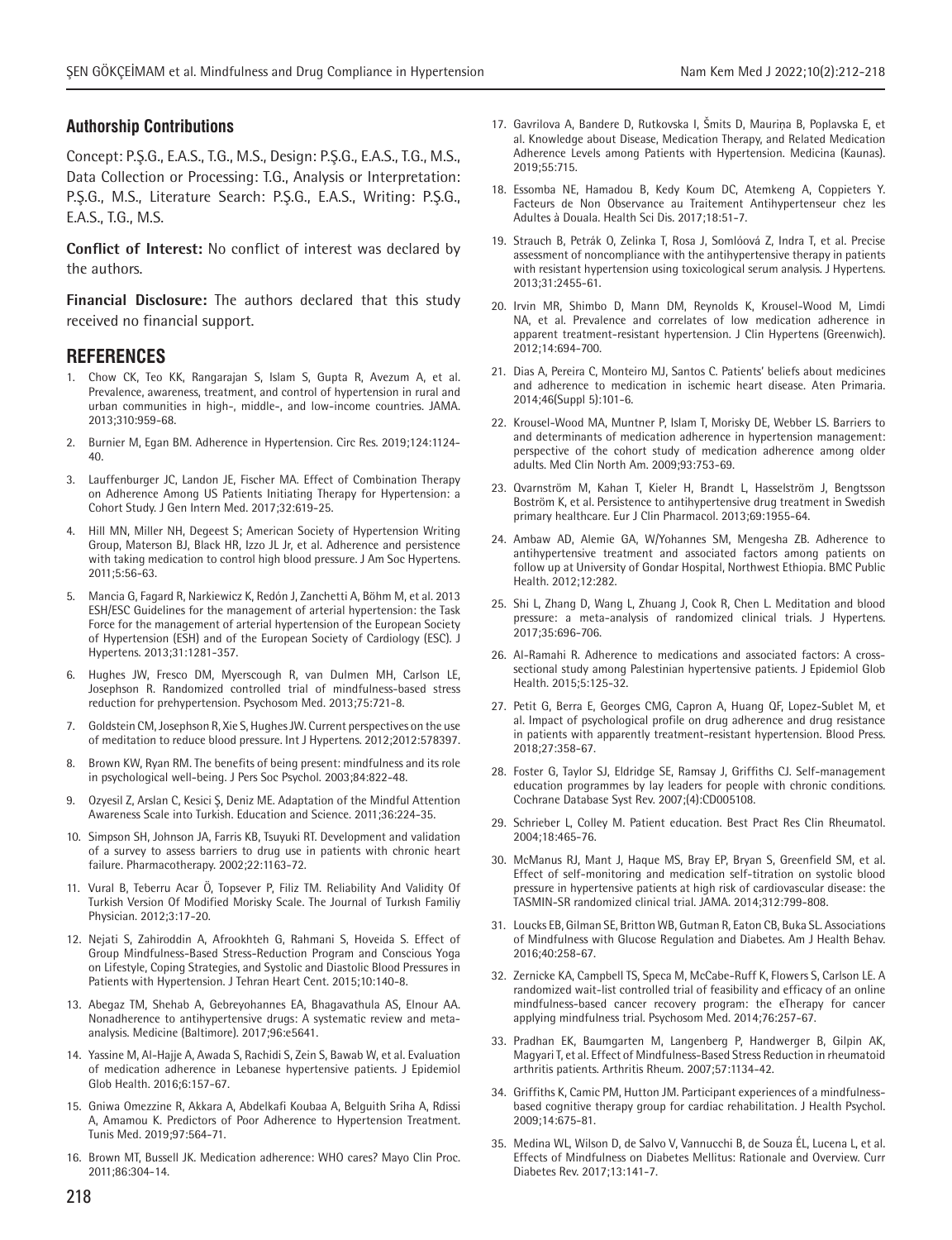## Authorship Contributions

Concept: P.Ş.G., E.A.S., T.G., M.S., Design: P.Ş.G., E.A.S., T.G., M.S., Data Collection or Processing: T.G., Analysis or Interpretation: P.Ş.G., M.S., Literature Search: P.Ş.G., E.A.S., Writing: P.Ş.G., E.A.S., T.G., M.S.

**Conflict of Interest:** No conflict of interest was declared by the authors.

**Financial Disclosure:** The authors declared that this study received no financial support.

## REFERENCES

1. Chow CK, Teo KK, Rangarajan S, Islam S, Gupta R, Avezum A, et al. Prevalence, awareness, treatment, and control of hypertension in rural and urban communities in high-, middle-, and low-income countries. JAMA. 2013;310:959-68.
2. Burnier M, Egan BM. Adherence in Hypertension. Circ Res. 2019;124:1124-40.
3. Lauffenburger JC, Landon JE, Fischer MA. Effect of Combination Therapy on Adherence Among US Patients Initiating Therapy for Hypertension: a Cohort Study. J Gen Intern Med. 2017;32:619-25.
4. Hill MN, Miller NH, Degeest S; American Society of Hypertension Writing Group, Materson BJ, Black HR, Izzo JL Jr, et al. Adherence and persistence with taking medication to control high blood pressure. J Am Soc Hypertens. 2011;5:56-63.
5. Mancia G, Fagard R, Narkiewicz K, Redón J, Zanchetti A, Böhm M, et al. 2013 ESH/ESC Guidelines for the management of arterial hypertension: the Task Force for the management of arterial hypertension of the European Society of Hypertension (ESH) and of the European Society of Cardiology (ESC). J Hypertens. 2013;31:1281-357.
6. Hughes JW, Fresco DM, Myerscough R, van Dulmen MH, Carlson LE, Josephson R. Randomized controlled trial of mindfulness-based stress reduction for prehypertension. Psychosom Med. 2013;75:721-8.
7. Goldstein CM, Josephson R, Xie S, Hughes JW. Current perspectives on the use of meditation to reduce blood pressure. Int J Hypertens. 2012;2012:578397.
8. Brown KW, Ryan RM. The benefits of being present: mindfulness and its role in psychological well-being. J Pers Soc Psychol. 2003;84:822-48.
9. Ozyesil Z, Arslan C, Kesici Ş, Deniz ME. Adaptation of the Mindful Attention Awareness Scale into Turkish. Education and Science. 2011;36:224-35.
10. Simpson SH, Johnson JA, Farris KB, Tsuyuki RT. Development and validation of a survey to assess barriers to drug use in patients with chronic heart failure. Pharmacotherapy. 2002;22:1163-72.
11. Vural B, Teberru Acar Ö, Topsever P, Filiz TM. Reliability And Validity Of Turkish Version Of Modified Morisky Scale. The Journal of Turkısh Familiy Physician. 2012;3:17-20.
12. Nejati S, Zahiroddin A, Afrookhteh G, Rahmani S, Hoveida S. Effect of Group Mindfulness-Based Stress-Reduction Program and Conscious Yoga on Lifestyle, Coping Strategies, and Systolic and Diastolic Blood Pressures in Patients with Hypertension. J Tehran Heart Cent. 2015;10:140-8.
13. Abegaz TM, Shehab A, Gebreyohannes EA, Bhagavathula AS, Elnour AA. Nonadherence to antihypertensive drugs: A systematic review and meta-analysis. Medicine (Baltimore). 2017;96:e5641.
14. Yassine M, Al-Hajje A, Awada S, Rachidi S, Zein S, Bawab W, et al. Evaluation of medication adherence in Lebanese hypertensive patients. J Epidemiol Glob Health. 2016;6:157-67.
15. Gniwa Omezzine R, Akkara A, Abdelkafi Koubaa A, Belguith Sriha A, Rdissi A, Amamou K. Predictors of Poor Adherence to Hypertension Treatment. Tunis Med. 2019;97:564-71.
16. Brown MT, Bussell JK. Medication adherence: WHO cares? Mayo Clin Proc. 2011;86:304-14.
17. Gavrilova A, Bandere D, Rutkovska I, Šmits D, Mauriņa B, Poplavska E, et al. Knowledge about Disease, Medication Therapy, and Related Medication Adherence Levels among Patients with Hypertension. Medicina (Kaunas). 2019;55:715.
18. Essomba NE, Hamadou B, Kedy Koum DC, Atemkeng A, Coppieters Y. Facteurs de Non Observance au Traitement Antihypertenseur chez les Adultes à Douala. Health Sci Dis. 2017;18:51-7.
19. Strauch B, Petrák O, Zelinka T, Rosa J, Somlóová Z, Indra T, et al. Precise assessment of noncompliance with the antihypertensive therapy in patients with resistant hypertension using toxicological serum analysis. J Hypertens. 2013;31:2455-61.
20. Irvin MR, Shimbo D, Mann DM, Reynolds K, Krousel-Wood M, Limdi NA, et al. Prevalence and correlates of low medication adherence in apparent treatment-resistant hypertension. J Clin Hypertens (Greenwich). 2012;14:694-700.
21. Dias A, Pereira C, Monteiro MJ, Santos C. Patients' beliefs about medicines and adherence to medication in ischemic heart disease. Aten Primaria. 2014;46(Suppl 5):101-6.
22. Krousel-Wood MA, Muntner P, Islam T, Morisky DE, Webber LS. Barriers to and determinants of medication adherence in hypertension management: perspective of the cohort study of medication adherence among older adults. Med Clin North Am. 2009;93:753-69.
23. Qvarnström M, Kahan T, Kieler H, Brandt L, Hasselström J, Bengtsson Boström K, et al. Persistence to antihypertensive drug treatment in Swedish primary healthcare. Eur J Clin Pharmacol. 2013;69:1955-64.
24. Ambaw AD, Alemie GA, W/Yohannes SM, Mengesha ZB. Adherence to antihypertensive treatment and associated factors among patients on follow up at University of Gondar Hospital, Northwest Ethiopia. BMC Public Health. 2012;12:282.
25. Shi L, Zhang D, Wang L, Zhuang J, Cook R, Chen L. Meditation and blood pressure: a meta-analysis of randomized clinical trials. J Hypertens. 2017;35:696-706.
26. Al-Ramahi R. Adherence to medications and associated factors: A cross-sectional study among Palestinian hypertensive patients. J Epidemiol Glob Health. 2015;5:125-32.
27. Petit G, Berra E, Georges CMG, Capron A, Huang QF, Lopez-Sublet M, et al. Impact of psychological profile on drug adherence and drug resistance in patients with apparently treatment-resistant hypertension. Blood Press. 2018;27:358-67.
28. Foster G, Taylor SJ, Eldridge SE, Ramsay J, Griffiths CJ. Self-management education programmes by lay leaders for people with chronic conditions. Cochrane Database Syst Rev. 2007;(4):CD005108.
29. Schrieber L, Colley M. Patient education. Best Pract Res Clin Rheumatol. 2004;18:465-76.
30. McManus RJ, Mant J, Haque MS, Bray EP, Bryan S, Greenfield SM, et al. Effect of self-monitoring and medication self-titration on systolic blood pressure in hypertensive patients at high risk of cardiovascular disease: the TASMIN-SR randomized clinical trial. JAMA. 2014;312:799-808.
31. Loucks EB, Gilman SE, Britton WB, Gutman R, Eaton CB, Buka SL. Associations of Mindfulness with Glucose Regulation and Diabetes. Am J Health Behav. 2016;40:258-67.
32. Zernicke KA, Campbell TS, Speca M, McCabe-Ruff K, Flowers S, Carlson LE. A randomized wait-list controlled trial of feasibility and efficacy of an online mindfulness-based cancer recovery program: the eTherapy for cancer applying mindfulness trial. Psychosom Med. 2014;76:257-67.
33. Pradhan EK, Baumgarten M, Langenberg P, Handwerger B, Gilpin AK, Magyari T, et al. Effect of Mindfulness-Based Stress Reduction in rheumatoid arthritis patients. Arthritis Rheum. 2007;57:1134-42.
34. Griffiths K, Camic PM, Hutton JM. Participant experiences of a mindfulness-based cognitive therapy group for cardiac rehabilitation. J Health Psychol. 2009;14:675-81.
35. Medina WL, Wilson D, de Salvo V, Vannucchi B, de Souza ÉL, Lucena L, et al. Effects of Mindfulness on Diabetes Mellitus: Rationale and Overview. Curr Diabetes Rev. 2017;13:141-7.